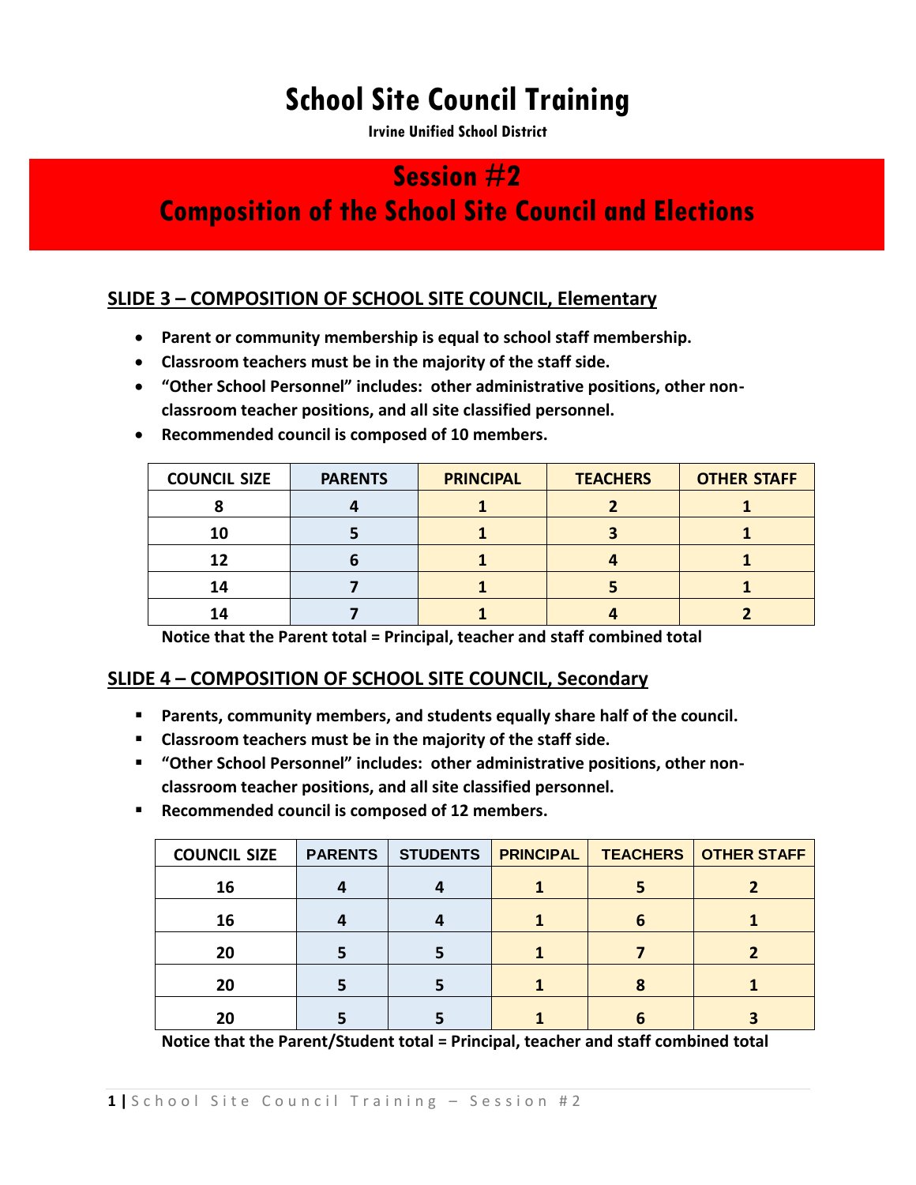# School Site Council Training

**Irvine Unified School District**

## Session #2
## Composition of the School Site Council and Elections

### SLIDE 3 – COMPOSITION OF SCHOOL SITE COUNCIL, Elementary

- **Parent or community membership is equal to school staff membership.**
- **Classroom teachers must be in the majority of the staff side.**
- **“Other School Personnel” includes: other administrative positions, other non-classroom teacher positions, and all site classified personnel.**
- **Recommended council is composed of 10 members.**

| COUNCIL SIZE | PARENTS | PRINCIPAL | TEACHERS | OTHER STAFF |
|---|---|---|---|---|
| 8 | 4 | 1 | 2 | 1 |
| 10 | 5 | 1 | 3 | 1 |
| 12 | 6 | 1 | 4 | 1 |
| 14 | 7 | 1 | 5 | 1 |
| 14 | 7 | 1 | 4 | 2 |

**Notice that the Parent total = Principal, teacher and staff combined total**

### SLIDE 4 – COMPOSITION OF SCHOOL SITE COUNCIL, Secondary

- **Parents, community members, and students equally share half of the council.**
- **Classroom teachers must be in the majority of the staff side.**
- **“Other School Personnel” includes: other administrative positions, other non-classroom teacher positions, and all site classified personnel.**
- **Recommended council is composed of 12 members.**

| COUNCIL SIZE | PARENTS | STUDENTS | PRINCIPAL | TEACHERS | OTHER STAFF |
|---|---|---|---|---|---|
| 16 | 4 | 4 | 1 | 5 | 2 |
| 16 | 4 | 4 | 1 | 6 | 1 |
| 20 | 5 | 5 | 1 | 7 | 2 |
| 20 | 5 | 5 | 1 | 8 | 1 |
| 20 | 5 | 5 | 1 | 6 | 3 |

**Notice that the Parent/Student total = Principal, teacher and staff combined total**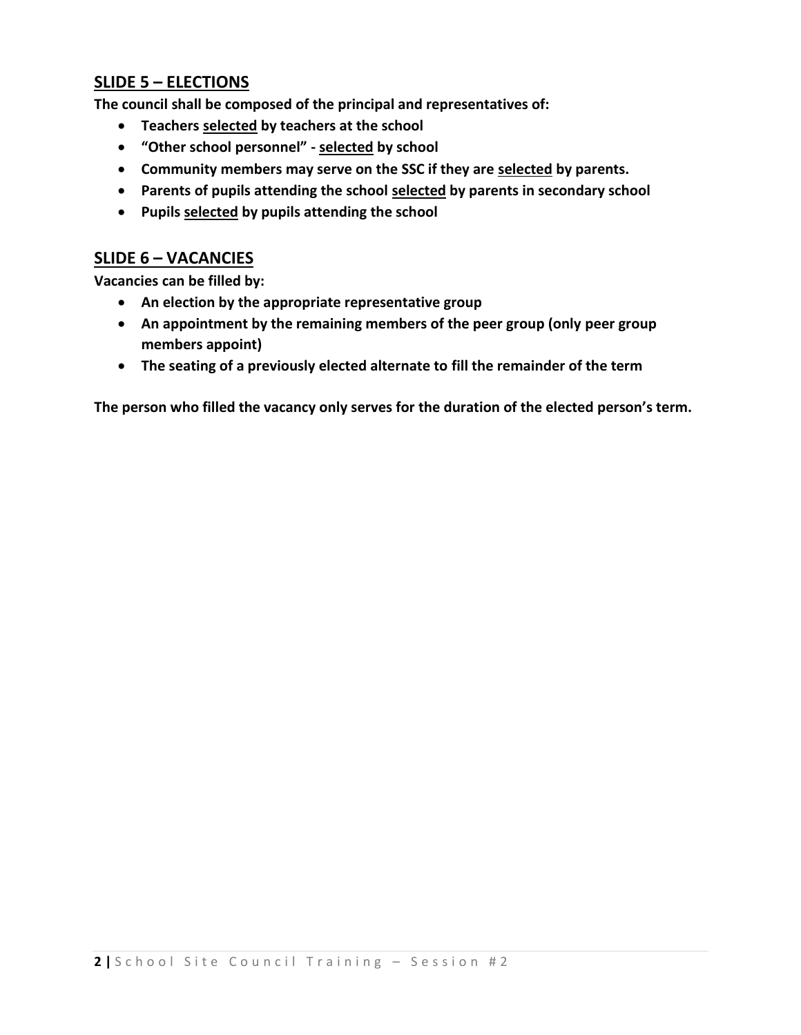## SLIDE 5 – ELECTIONS

**The council shall be composed of the principal and representatives of:**

- **Teachers selected by teachers at the school**
- **"Other school personnel" - selected by school**
- **Community members may serve on the SSC if they are selected by parents.**
- **Parents of pupils attending the school selected by parents in secondary school**
- **Pupils selected by pupils attending the school**

## SLIDE 6 – VACANCIES

**Vacancies can be filled by:**

- **An election by the appropriate representative group**
- **An appointment by the remaining members of the peer group (only peer group members appoint)**
- **The seating of a previously elected alternate to fill the remainder of the term**

**The person who filled the vacancy only serves for the duration of the elected person's term.**